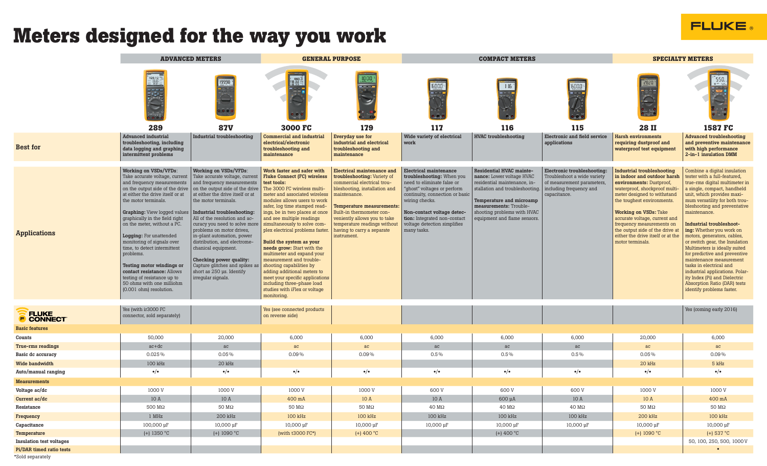# Meters designed for the way you work

FLUKE

| | ADVANCED METERS | | GENERAL PURPOSE | | COMPACT METERS | | | SPECIALTY METERS | |
|---|---|---|---|---|---|---|---|---|---|
| | **289** | **87V** | **3000 FC** | **179** | **117** | **116** | **115** | **28 II** | **1587 FC** |
| **Best for** | Advanced industrial troubleshooting, including data logging and graphing intermittent problems | Industrial troubleshooting | Commercial and industrial electrical/electronic troubleshooting and maintenance | Everyday use for industrial and electrical troubleshooting and maintenance | Wide variety of electrical work | HVAC troubleshooting | Electronic and field service applications | Harsh environments requiring dustproof and waterproof test equipment | Advanced troubleshooting and preventive maintenance with high performance 2-in-1 insulation DMM |
| **Applications** | **Working on VSDs/VFDs:** Take accurate voltage, current and frequency measurements on the output side of the drive at either the drive itself or at the motor terminals. **Graphing:** View logged values graphically in the field right on the meter, without a PC. **Logging:** For unattended monitoring of signals over time, to detect intermittent problems. **Testing motor windings or contact resistance:** Allows testing of resistance up to 50 ohms with one milliohm (0.001 ohm) resolution. | **Working on VSDs/VFDs:** Take accurate voltage, current and frequency measurements on the output side of the drive at either the drive itself or at the motor terminals. **Industrial troubleshooting:** All of the resolution and accuracy you need to solve more problems on motor drives, in-plant automation, power distribution, and electromechanical equipment. **Checking power quality:** Capture glitches and spikes as short as 250 µs. Identify irregular signals. | **Work faster and safer with Fluke Connect (FC) wireless test tools:** The 3000 FC wireless multimeter and associated wireless modules allows users to work safer, log time stamped readings, be in two places at once and see multiple readings simultaneously to solve complex electrical problems faster. **Build the system as your needs grow:** Start with the multimeter and expand your measurement and troubleshooting capabilities by adding additional meters to meet your specific applications including three-phase load studies with iFlex or voltage monitoring. | **Electrical maintenance and troubleshooting:** Variety of commercial electrical troubleshooting, installation and maintenance. **Temperature measurements:** Built-in thermometer conveniently allows you to take temperature readings without having to carry a separate instrument. | **Electrical maintenance troubleshooting:** When you need to eliminate false or "ghost" voltages or perform continuity, connection or basic wiring checks. **Non-contact voltage detection:** Integrated non-contact voltage detection simplifies many tasks. | **Residential HVAC maintenance:** Lower voltage HVAC residential maintenance, installation and troubleshooting. **Temperature and microamp measurements:** Troubleshooting problems with HVAC equipment and flame sensors. | **Electronic troubleshooting:** Troubleshoot a wide variety of measurement parameters, including frequency and capacitance. | **Industrial troubleshooting in indoor and outdoor harsh environments:** Dustproof, waterproof, shockproof multimeter designed to withstand the toughest environments. **Working on VSDs:** Take accurate voltage, current and frequency measurements on the output side of the drive at either the drive itself or at the motor terminals. | Combine a digital insulation tester with a full-featured, true-rms digital multimeter in a single, compact, handheld unit, which provides maximum versatility for both troubleshooting and preventative maintenance. **Industrial troubleshooting:** Whether you work on motors, generators, cables, or switch gear, the Insulation Multimeters is ideally suited for predictive and preventive maintenance management tasks in electrical and industrial applications. Polarity Index (PI) and Dielectric Absorption Ratio (DAR) tests identify problems faster. |
| **FLUKE CONNECT** | Yes (with ir3000 FC connector, sold separately) | | Yes (see connected products on reverse side) | | | | | | Yes (coming early 2016) |
| **Basic features** | | | | | | | | | |
| **Counts** | 50,000 | 20,000 | 6,000 | 6,000 | 6,000 | 6,000 | 6,000 | 20,000 | 6,000 |
| **True-rms readings** | ac+dc | ac | ac | ac | ac | ac | ac | ac | ac |
| **Basic dc accuracy** | 0.025% | 0.05% | 0.09% | 0.09% | 0.5% | 0.5% | 0.5% | 0.05% | 0.09% |
| **Wide bandwidth** | 100 kHz | 20 kHz | | | | | | 20 kHz | 5 kHz |
| **Auto/manual ranging** | •/• | •/• | •/• | •/• | •/• | •/• | •/• | •/• | •/• |
| **Measurements** | | | | | | | | | |
| **Voltage ac/dc** | 1000 V | 1000 V | 1000 V | 1000 V | 600 V | 600 V | 600 V | 1000 V | 1000 V |
| **Current ac/dc** | 10 A | 10 A | 400 mA | 10 A | 10 A | 600 µA | 10 A | 10 A | 400 mA |
| **Resistance** | 500 MΩ | 50 MΩ | 50 MΩ | 50 MΩ | 40 MΩ | 40 MΩ | 40 MΩ | 50 MΩ | 50 MΩ |
| **Frequency** | 1 MHz | 200 kHz | 100 kHz | 100 kHz | 100 kHz | 100 kHz | 100 kHz | 200 kHz | 100 kHz |
| **Capacitance** | 100,000 µF | 10,000 µF | 10,000 µF | 10,000 µF | 10,000 µF | 10,000 µF | 10,000 µF | 10,000 µF | 10,000 µF |
| **Temperature** | (+) 1350 °C | (+) 1090 °C | (with t3000 FC*) | (+) 400 °C | | (+) 400 °C | | (+) 1090 °C | (+) 537 °C |
| **Insulation test voltages** | | | | | | | | | 50, 100, 250, 500, 1000 V |
| **Pi/DAR timed ratio tests** | | | | | | | | | • |

*Sold separately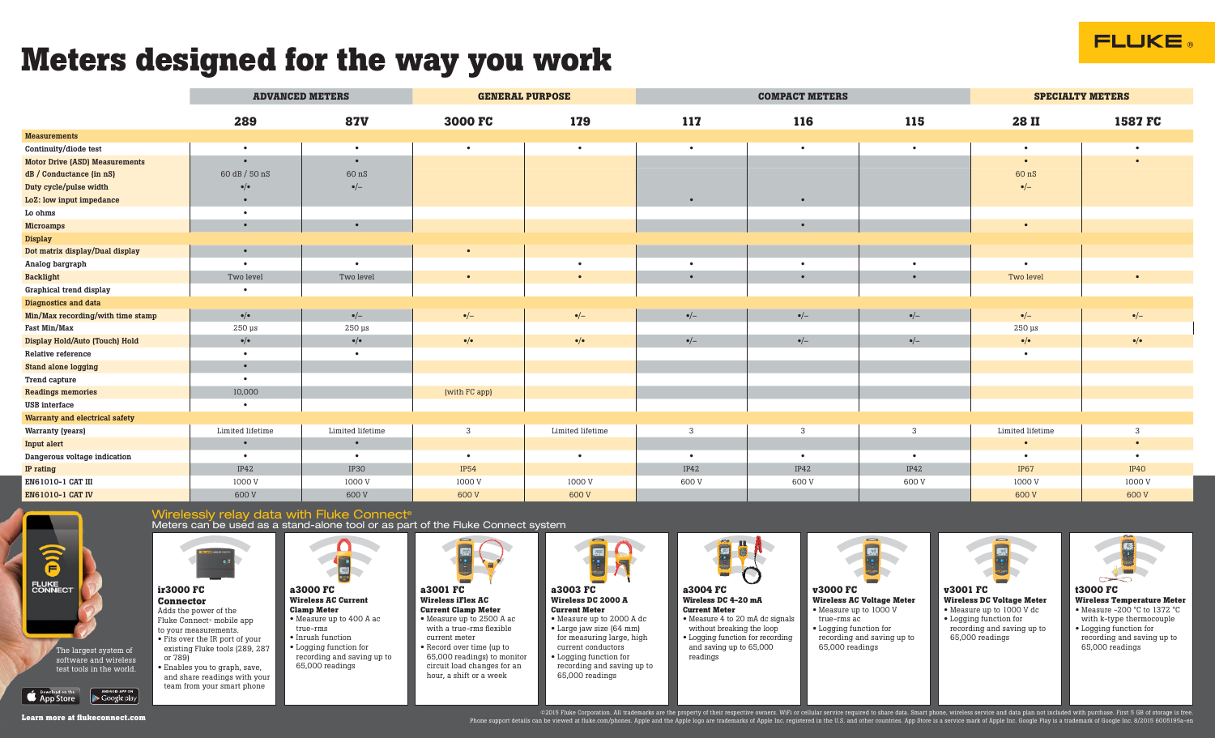# Meters designed for the way you work

FLUKE®

| | ADVANCED METERS | | GENERAL PURPOSE | | COMPACT METERS | | | SPECIALTY METERS | |
|---|---|---|---|---|---|---|---|---|---|
| | **289** | **87V** | **3000 FC** | **179** | **117** | **116** | **115** | **28 II** | **1587 FC** |
| **Measurements** | | | | | | | | | |
| Continuity/diode test | • | • | • | • | • | • | • | • | • |
| Motor Drive (ASD) Measurements | • | • | | | | | | • | • |
| dB / Conductance (in nS) | 60 dB / 50 nS | 60 nS | | | | | | 60 nS | |
| Duty cycle/pulse width | •/• | •/– | | | | | | •/– | |
| LoZ: low input impedance | • | | | | • | • | | | |
| Lo ohms | • | | | | | | | | |
| Microamps | • | • | | | | • | | • | |
| **Display** | | | | | | | | | |
| Dot matrix display/Dual display | • | | • | | | | | | |
| Analog bargraph | • | • | | • | • | • | • | • | |
| Backlight | Two level | Two level | • | • | • | • | • | Two level | • |
| Graphical trend display | • | | | | | | | | |
| **Diagnostics and data** | | | | | | | | | |
| Min/Max recording/with time stamp | •/• | •/– | •/– | •/– | •/– | •/– | •/– | •/– | •/– |
| Fast Min/Max | 250 µs | 250 µs | | | | | | 250 µs | |
| Display Hold/Auto (Touch) Hold | •/• | •/• | •/• | •/• | •/– | •/– | •/– | •/• | •/• |
| Relative reference | • | • | | | | | | • | |
| Stand alone logging | • | | | | | | | | |
| Trend capture | • | | | | | | | | |
| Readings memories | 10,000 | | (with FC app) | | | | | | |
| USB interface | • | | | | | | | | |
| **Warranty and electrical safety** | | | | | | | | | |
| Warranty (years) | Limited lifetime | Limited lifetime | 3 | Limited lifetime | 3 | 3 | 3 | Limited lifetime | 3 |
| Input alert | • | • | | | | | | • | • |
| Dangerous voltage indication | • | • | • | • | • | • | • | • | • |
| IP rating | IP42 | IP30 | IP54 | | IP42 | IP42 | IP42 | IP67 | IP40 |
| EN61010-1 CAT III | 1000 V | 1000 V | 1000 V | 1000 V | 600 V | 600 V | 600 V | 1000 V | 1000 V |
| EN61010-1 CAT IV | 600 V | 600 V | 600 V | 600 V | | | | 600 V | 600 V |

## Wirelessly relay data with Fluke Connect®

Meters can be used as a stand-alone tool or as part of the Fluke Connect system

FLUKE CONNECT

The largest system of software and wireless test tools in the world.

Download on the App Store

Android App on Google play

**Learn more at flukeconnect.com**

**ir3000 FC**
**Connector**
Adds the power of the Fluke Connect® mobile app to your measurements.
- Fits over the IR port of your existing Fluke tools (289, 287 or 789)
- Enables you to graph, save, and share readings with your team from your smart phone

**a3000 FC**
**Wireless AC Current Clamp Meter**
- Measure up to 400 A ac true-rms
- Inrush function
- Logging function for recording and saving up to 65,000 readings

**a3001 FC**
**Wireless iFlex AC Current Clamp Meter**
- Measure up to 2500 A ac with a true-rms flexible current meter
- Record over time (up to 65,000 readings) to monitor circuit load changes for an hour, a shift or a week

**a3003 FC**
**Wireless DC 2000 A Current Meter**
- Measure up to 2000 A dc
- Large jaw size (64 mm) for measuring large, high current conductors
- Logging function for recording and saving up to 65,000 readings

**a3004 FC**
**Wireless DC 4-20 mA Current Meter**
- Measure 4 to 20 mA dc signals without breaking the loop
- Logging function for recording and saving up to 65,000 readings

**v3000 FC**
**Wireless AC Voltage Meter**
- Measure up to 1000 V true-rms ac
- Logging function for recording and saving up to 65,000 readings

**v3001 FC**
**Wireless DC Voltage Meter**
- Measure up to 1000 V dc
- Logging function for recording and saving up to 65,000 readings

**t3000 FC**
**Wireless Temperature Meter**
- Measure -200 °C to 1372 °C with k-type thermocouple
- Logging function for recording and saving up to 65,000 readings

©2015 Fluke Corporation. All trademarks are the property of their respective owners. WiFi or cellular service required to share data. Smart phone, wireless service and data plan not included with purchase. First 5 GB of storage is free. Phone support details can be viewed at fluke.com/phones. Apple and the Apple logo are trademarks of Apple Inc. registered in the U.S. and other countries. App Store is a service mark of Apple Inc. Google Play is a trademark of Google Inc. 8/2015 6005195a-en